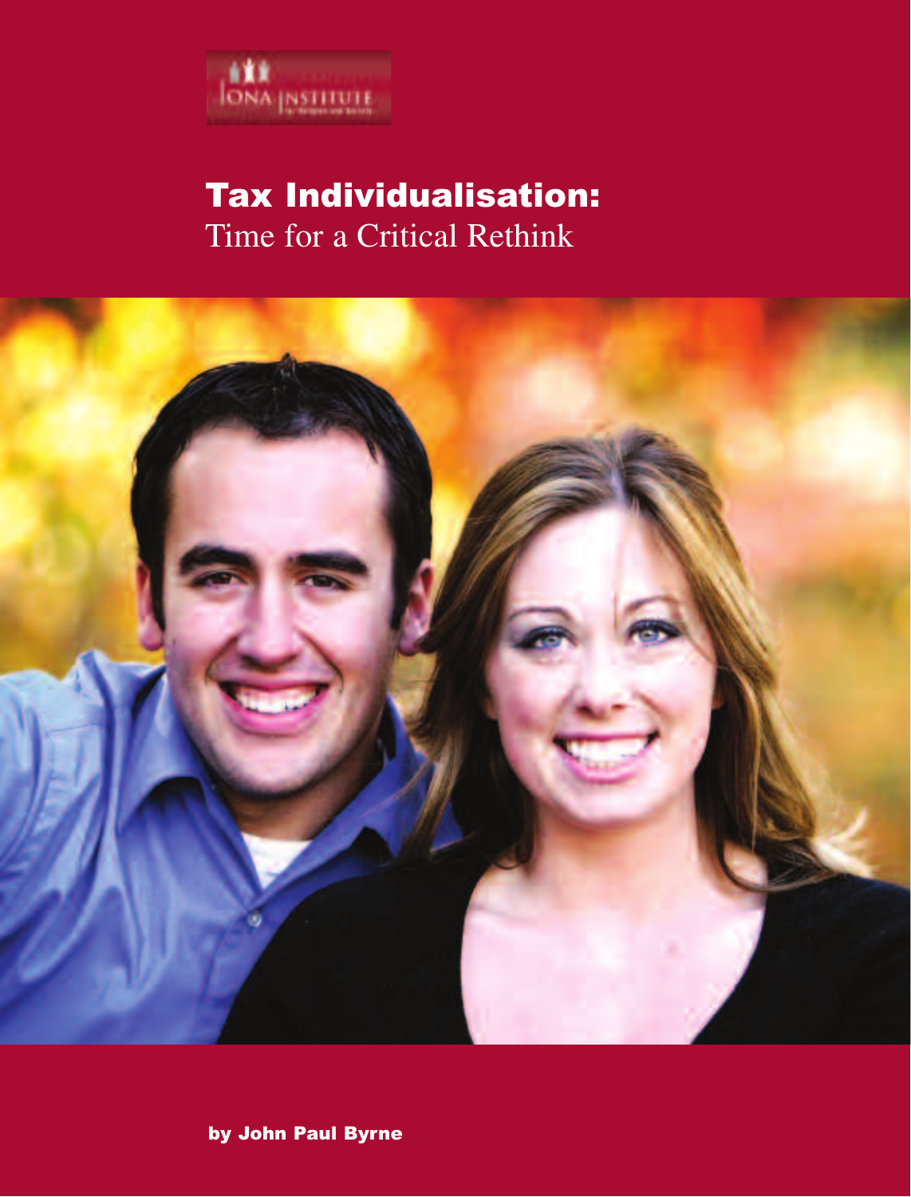IONA INSTITUTE

# Tax Individualisation:
## Time for a Critical Rethink

**by John Paul Byrne**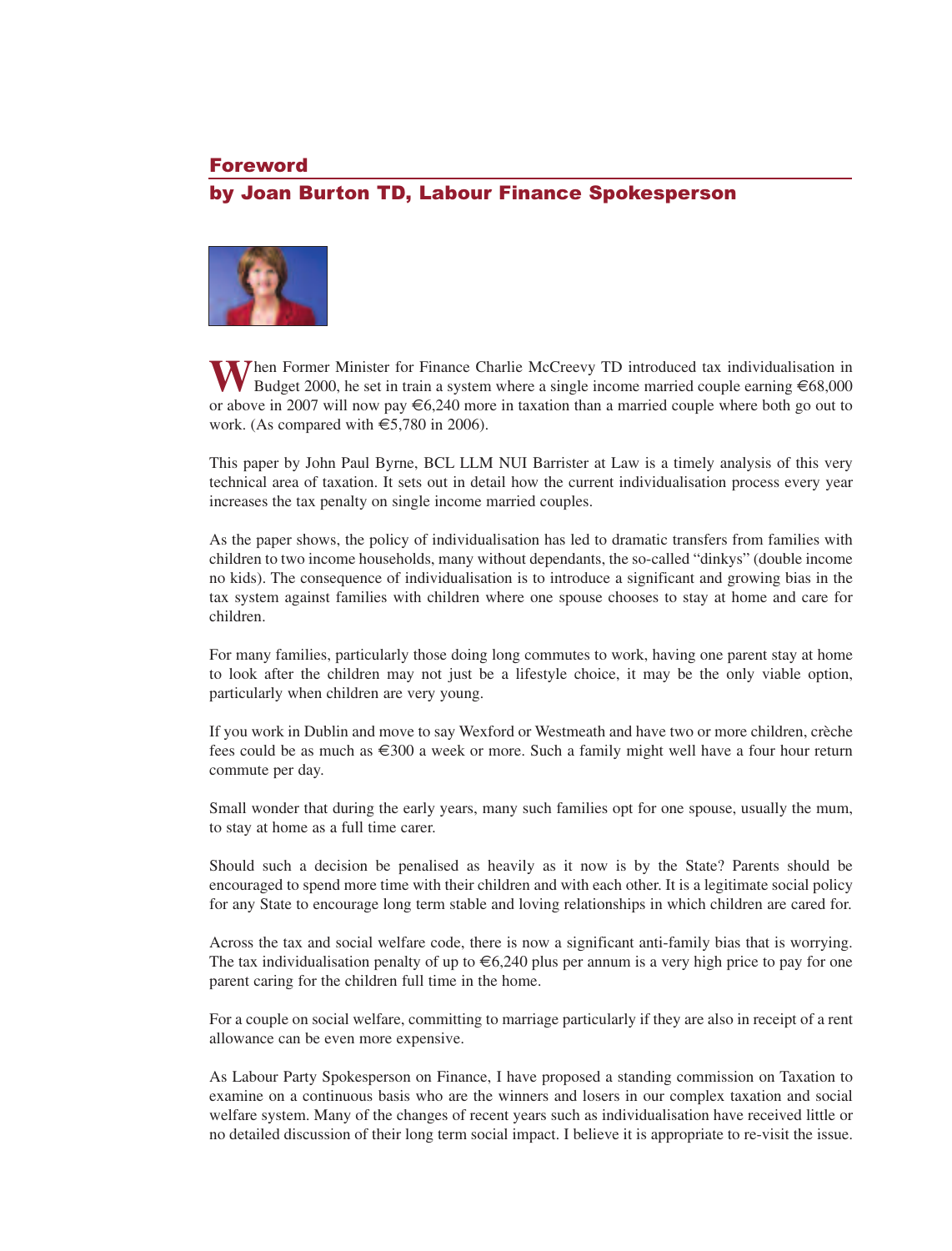## Foreword
## by Joan Burton TD, Labour Finance Spokesperson

When Former Minister for Finance Charlie McCreevy TD introduced tax individualisation in Budget 2000, he set in train a system where a single income married couple earning €68,000 or above in 2007 will now pay €6,240 more in taxation than a married couple where both go out to work. (As compared with €5,780 in 2006).

This paper by John Paul Byrne, BCL LLM NUI Barrister at Law is a timely analysis of this very technical area of taxation. It sets out in detail how the current individualisation process every year increases the tax penalty on single income married couples.

As the paper shows, the policy of individualisation has led to dramatic transfers from families with children to two income households, many without dependants, the so-called "dinkys" (double income no kids). The consequence of individualisation is to introduce a significant and growing bias in the tax system against families with children where one spouse chooses to stay at home and care for children.

For many families, particularly those doing long commutes to work, having one parent stay at home to look after the children may not just be a lifestyle choice, it may be the only viable option, particularly when children are very young.

If you work in Dublin and move to say Wexford or Westmeath and have two or more children, crèche fees could be as much as €300 a week or more. Such a family might well have a four hour return commute per day.

Small wonder that during the early years, many such families opt for one spouse, usually the mum, to stay at home as a full time carer.

Should such a decision be penalised as heavily as it now is by the State? Parents should be encouraged to spend more time with their children and with each other. It is a legitimate social policy for any State to encourage long term stable and loving relationships in which children are cared for.

Across the tax and social welfare code, there is now a significant anti-family bias that is worrying. The tax individualisation penalty of up to €6,240 plus per annum is a very high price to pay for one parent caring for the children full time in the home.

For a couple on social welfare, committing to marriage particularly if they are also in receipt of a rent allowance can be even more expensive.

As Labour Party Spokesperson on Finance, I have proposed a standing commission on Taxation to examine on a continuous basis who are the winners and losers in our complex taxation and social welfare system. Many of the changes of recent years such as individualisation have received little or no detailed discussion of their long term social impact. I believe it is appropriate to re-visit the issue.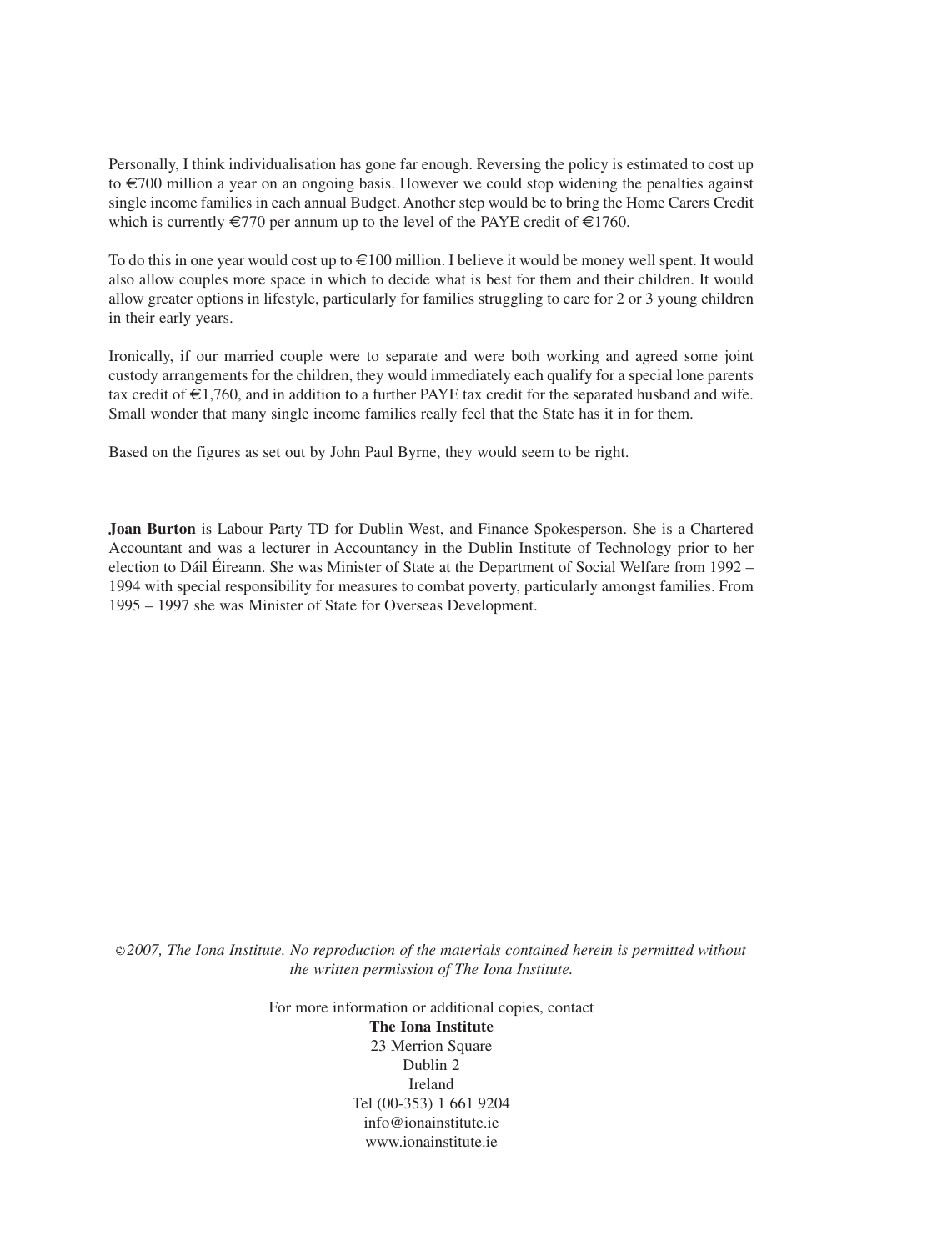Personally, I think individualisation has gone far enough. Reversing the policy is estimated to cost up to €700 million a year on an ongoing basis. However we could stop widening the penalties against single income families in each annual Budget. Another step would be to bring the Home Carers Credit which is currently €770 per annum up to the level of the PAYE credit of €1760.

To do this in one year would cost up to €100 million. I believe it would be money well spent. It would also allow couples more space in which to decide what is best for them and their children. It would allow greater options in lifestyle, particularly for families struggling to care for 2 or 3 young children in their early years.

Ironically, if our married couple were to separate and were both working and agreed some joint custody arrangements for the children, they would immediately each qualify for a special lone parents tax credit of €1,760, and in addition to a further PAYE tax credit for the separated husband and wife. Small wonder that many single income families really feel that the State has it in for them.

Based on the figures as set out by John Paul Byrne, they would seem to be right.

**Joan Burton** is Labour Party TD for Dublin West, and Finance Spokesperson. She is a Chartered Accountant and was a lecturer in Accountancy in the Dublin Institute of Technology prior to her election to Dáil Éireann. She was Minister of State at the Department of Social Welfare from 1992 – 1994 with special responsibility for measures to combat poverty, particularly amongst families. From 1995 – 1997 she was Minister of State for Overseas Development.

*©2007, The Iona Institute. No reproduction of the materials contained herein is permitted without the written permission of The Iona Institute.*

For more information or additional copies, contact
**The Iona Institute**
23 Merrion Square
Dublin 2
Ireland
Tel (00-353) 1 661 9204
info@ionainstitute.ie
www.ionainstitute.ie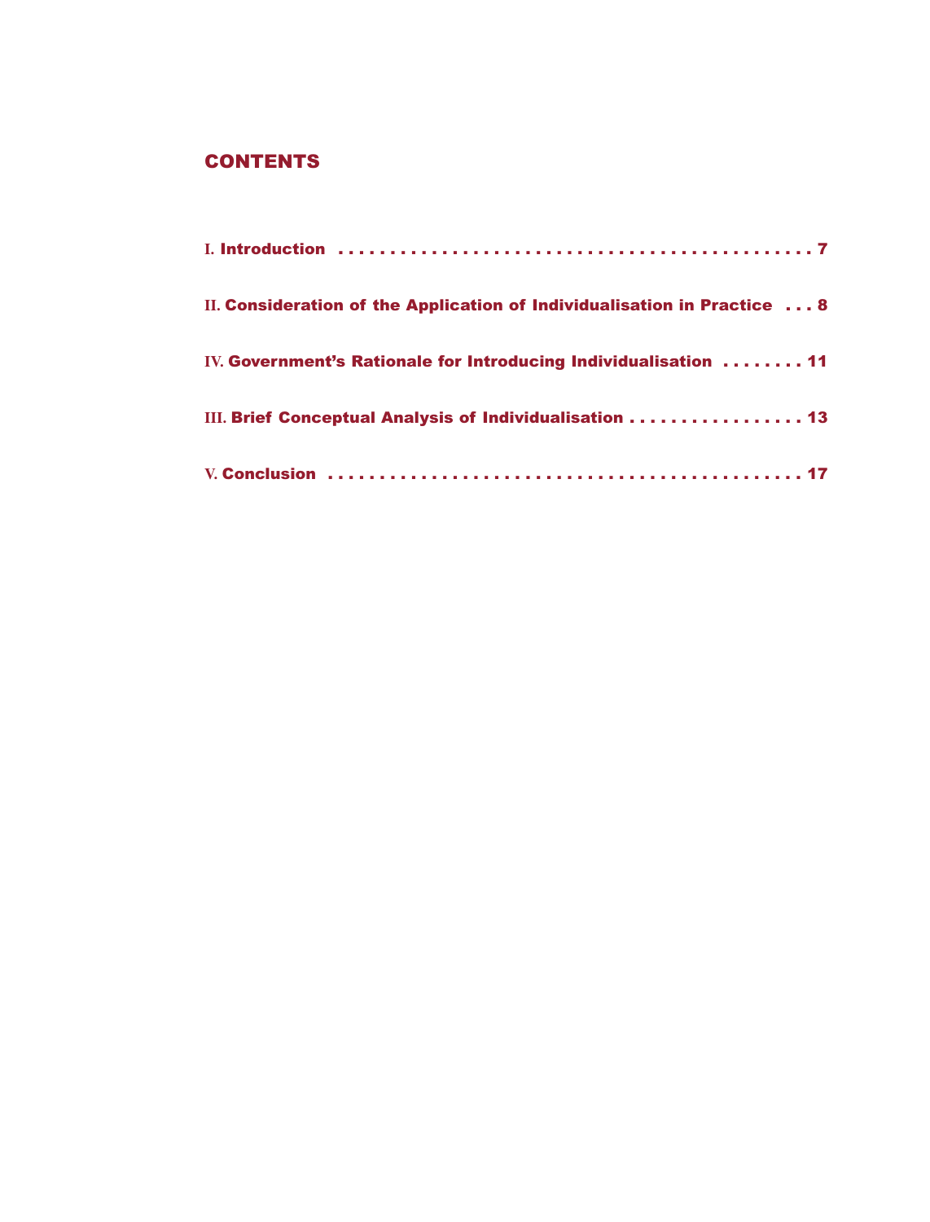## CONTENTS

I. **Introduction** . . . . . . . . . . . . . . . . . . . . . . . . . . . . . . . . . . . . . . . . . . . . . . 7

II. **Consideration of the Application of Individualisation in Practice** . . . 8

IV. **Government's Rationale for Introducing Individualisation** . . . . . . . . 11

III. **Brief Conceptual Analysis of Individualisation** . . . . . . . . . . . . . . . . . 13

V. **Conclusion** . . . . . . . . . . . . . . . . . . . . . . . . . . . . . . . . . . . . . . . . . . . . . . 17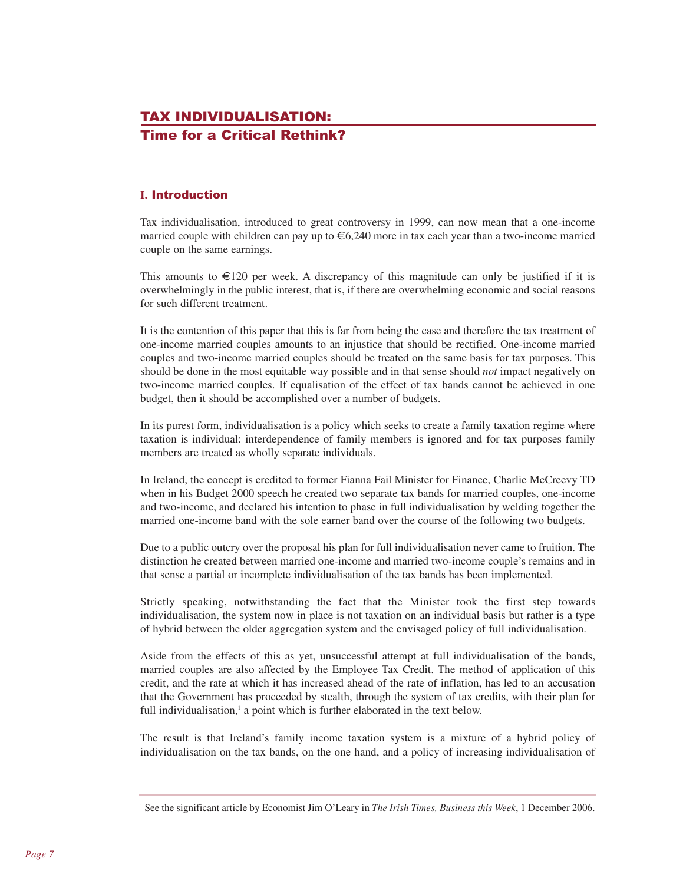# TAX INDIVIDUALISATION:
# Time for a Critical Rethink?

## I. Introduction

Tax individualisation, introduced to great controversy in 1999, can now mean that a one-income married couple with children can pay up to €6,240 more in tax each year than a two-income married couple on the same earnings.

This amounts to €120 per week. A discrepancy of this magnitude can only be justified if it is overwhelmingly in the public interest, that is, if there are overwhelming economic and social reasons for such different treatment.

It is the contention of this paper that this is far from being the case and therefore the tax treatment of one-income married couples amounts to an injustice that should be rectified. One-income married couples and two-income married couples should be treated on the same basis for tax purposes. This should be done in the most equitable way possible and in that sense should *not* impact negatively on two-income married couples. If equalisation of the effect of tax bands cannot be achieved in one budget, then it should be accomplished over a number of budgets.

In its purest form, individualisation is a policy which seeks to create a family taxation regime where taxation is individual: interdependence of family members is ignored and for tax purposes family members are treated as wholly separate individuals.

In Ireland, the concept is credited to former Fianna Fail Minister for Finance, Charlie McCreevy TD when in his Budget 2000 speech he created two separate tax bands for married couples, one-income and two-income, and declared his intention to phase in full individualisation by welding together the married one-income band with the sole earner band over the course of the following two budgets.

Due to a public outcry over the proposal his plan for full individualisation never came to fruition. The distinction he created between married one-income and married two-income couple's remains and in that sense a partial or incomplete individualisation of the tax bands has been implemented.

Strictly speaking, notwithstanding the fact that the Minister took the first step towards individualisation, the system now in place is not taxation on an individual basis but rather is a type of hybrid between the older aggregation system and the envisaged policy of full individualisation.

Aside from the effects of this as yet, unsuccessful attempt at full individualisation of the bands, married couples are also affected by the Employee Tax Credit. The method of application of this credit, and the rate at which it has increased ahead of the rate of inflation, has led to an accusation that the Government has proceeded by stealth, through the system of tax credits, with their plan for full individualisation,[1] a point which is further elaborated in the text below.

The result is that Ireland's family income taxation system is a mixture of a hybrid policy of individualisation on the tax bands, on the one hand, and a policy of increasing individualisation of

[1] See the significant article by Economist Jim O'Leary in *The Irish Times, Business this Week*, 1 December 2006.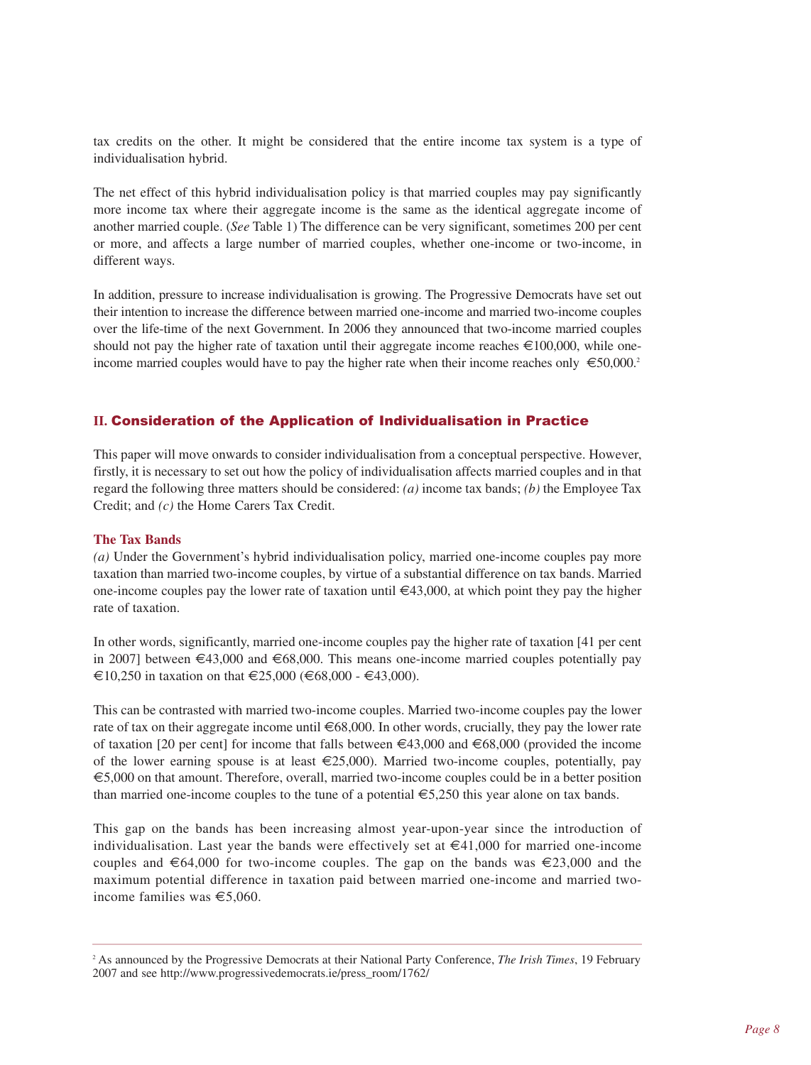tax credits on the other. It might be considered that the entire income tax system is a type of individualisation hybrid.

The net effect of this hybrid individualisation policy is that married couples may pay significantly more income tax where their aggregate income is the same as the identical aggregate income of another married couple. (*See* Table 1) The difference can be very significant, sometimes 200 per cent or more, and affects a large number of married couples, whether one-income or two-income, in different ways.

In addition, pressure to increase individualisation is growing. The Progressive Democrats have set out their intention to increase the difference between married one-income and married two-income couples over the life-time of the next Government. In 2006 they announced that two-income married couples should not pay the higher rate of taxation until their aggregate income reaches €100,000, while one-income married couples would have to pay the higher rate when their income reaches only €50,000.[2]

## II. Consideration of the Application of Individualisation in Practice

This paper will move onwards to consider individualisation from a conceptual perspective. However, firstly, it is necessary to set out how the policy of individualisation affects married couples and in that regard the following three matters should be considered: *(a)* income tax bands; *(b)* the Employee Tax Credit; and *(c)* the Home Carers Tax Credit.

### The Tax Bands

*(a)* Under the Government's hybrid individualisation policy, married one-income couples pay more taxation than married two-income couples, by virtue of a substantial difference on tax bands. Married one-income couples pay the lower rate of taxation until €43,000, at which point they pay the higher rate of taxation.

In other words, significantly, married one-income couples pay the higher rate of taxation [41 per cent in 2007] between €43,000 and €68,000. This means one-income married couples potentially pay €10,250 in taxation on that €25,000 (€68,000 - €43,000).

This can be contrasted with married two-income couples. Married two-income couples pay the lower rate of tax on their aggregate income until €68,000. In other words, crucially, they pay the lower rate of taxation [20 per cent] for income that falls between €43,000 and €68,000 (provided the income of the lower earning spouse is at least €25,000). Married two-income couples, potentially, pay €5,000 on that amount. Therefore, overall, married two-income couples could be in a better position than married one-income couples to the tune of a potential €5,250 this year alone on tax bands.

This gap on the bands has been increasing almost year-upon-year since the introduction of individualisation. Last year the bands were effectively set at €41,000 for married one-income couples and €64,000 for two-income couples. The gap on the bands was €23,000 and the maximum potential difference in taxation paid between married one-income and married two-income families was €5,060.

---

[2] As announced by the Progressive Democrats at their National Party Conference, *The Irish Times*, 19 February 2007 and see http://www.progressivedemocrats.ie/press_room/1762/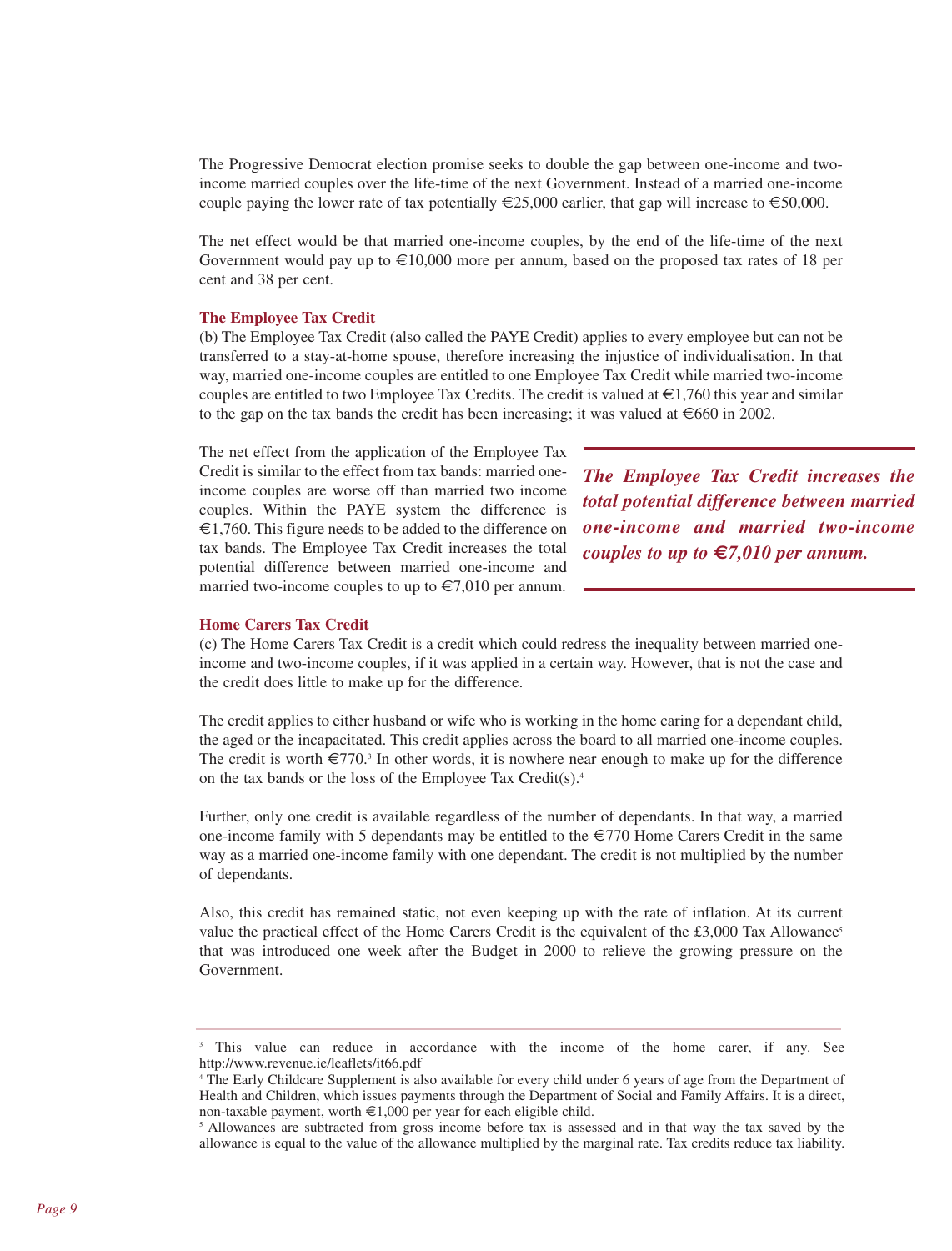The Progressive Democrat election promise seeks to double the gap between one-income and two-income married couples over the life-time of the next Government. Instead of a married one-income couple paying the lower rate of tax potentially €25,000 earlier, that gap will increase to €50,000.

The net effect would be that married one-income couples, by the end of the life-time of the next Government would pay up to €10,000 more per annum, based on the proposed tax rates of 18 per cent and 38 per cent.

### The Employee Tax Credit

(b) The Employee Tax Credit (also called the PAYE Credit) applies to every employee but can not be transferred to a stay-at-home spouse, therefore increasing the injustice of individualisation. In that way, married one-income couples are entitled to one Employee Tax Credit while married two-income couples are entitled to two Employee Tax Credits. The credit is valued at €1,760 this year and similar to the gap on the tax bands the credit has been increasing; it was valued at €660 in 2002.

The net effect from the application of the Employee Tax Credit is similar to the effect from tax bands: married one-income couples are worse off than married two income couples. Within the PAYE system the difference is €1,760. This figure needs to be added to the difference on tax bands. The Employee Tax Credit increases the total potential difference between married one-income and married two-income couples to up to €7,010 per annum.

***The Employee Tax Credit increases the total potential difference between married one-income and married two-income couples to up to €7,010 per annum.***

### Home Carers Tax Credit

(c) The Home Carers Tax Credit is a credit which could redress the inequality between married one-income and two-income couples, if it was applied in a certain way. However, that is not the case and the credit does little to make up for the difference.

The credit applies to either husband or wife who is working in the home caring for a dependant child, the aged or the incapacitated. This credit applies across the board to all married one-income couples. The credit is worth €770.[3] In other words, it is nowhere near enough to make up for the difference on the tax bands or the loss of the Employee Tax Credit(s).[4]

Further, only one credit is available regardless of the number of dependants. In that way, a married one-income family with 5 dependants may be entitled to the €770 Home Carers Credit in the same way as a married one-income family with one dependant. The credit is not multiplied by the number of dependants.

Also, this credit has remained static, not even keeping up with the rate of inflation. At its current value the practical effect of the Home Carers Credit is the equivalent of the £3,000 Tax Allowance[5] that was introduced one week after the Budget in 2000 to relieve the growing pressure on the Government.

---

[3] This value can reduce in accordance with the income of the home carer, if any. See http://www.revenue.ie/leaflets/it66.pdf

[4] The Early Childcare Supplement is also available for every child under 6 years of age from the Department of Health and Children, which issues payments through the Department of Social and Family Affairs. It is a direct, non-taxable payment, worth €1,000 per year for each eligible child.

[5] Allowances are subtracted from gross income before tax is assessed and in that way the tax saved by the allowance is equal to the value of the allowance multiplied by the marginal rate. Tax credits reduce tax liability.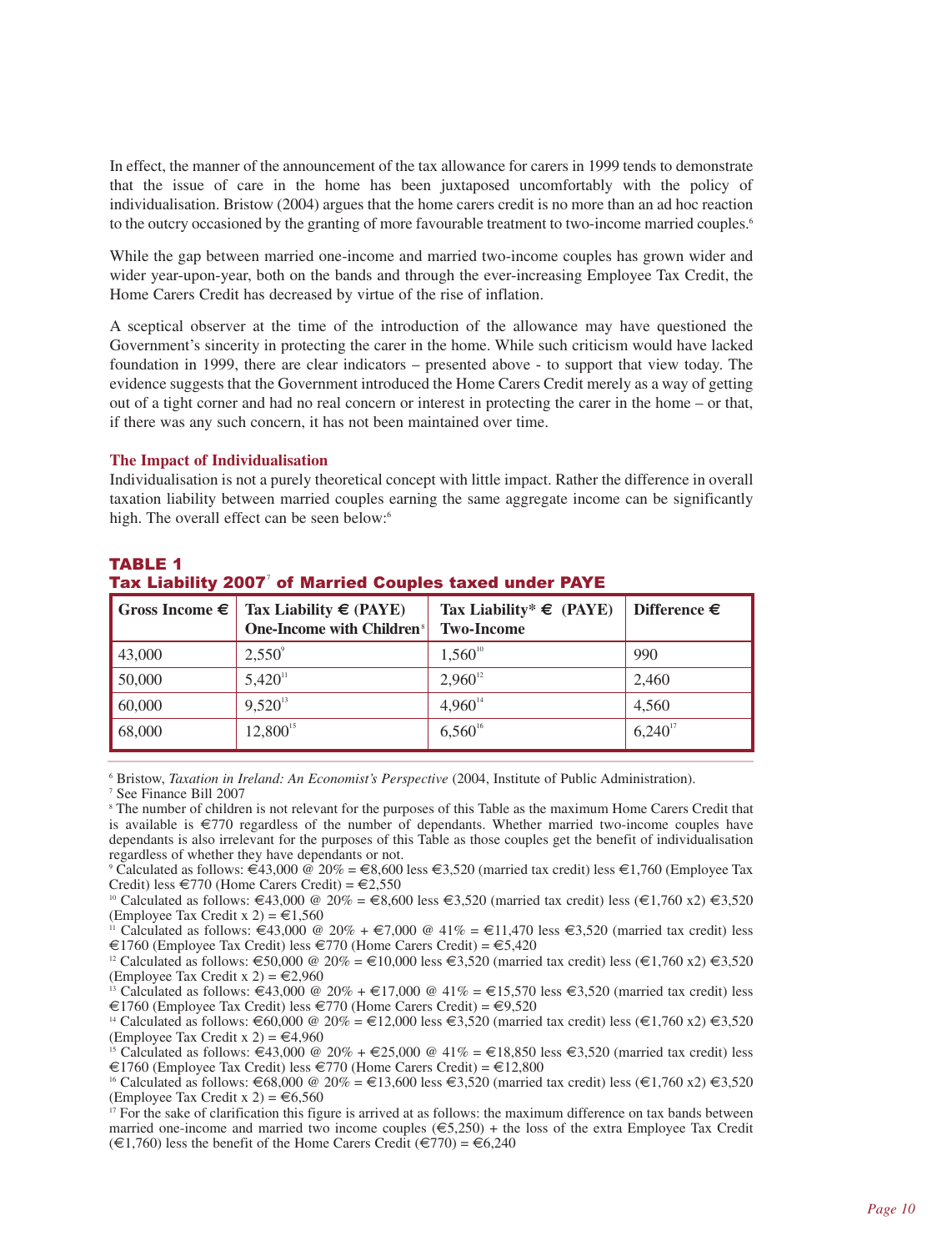In effect, the manner of the announcement of the tax allowance for carers in 1999 tends to demonstrate that the issue of care in the home has been juxtaposed uncomfortably with the policy of individualisation. Bristow (2004) argues that the home carers credit is no more than an ad hoc reaction to the outcry occasioned by the granting of more favourable treatment to two-income married couples.[6]

While the gap between married one-income and married two-income couples has grown wider and wider year-upon-year, both on the bands and through the ever-increasing Employee Tax Credit, the Home Carers Credit has decreased by virtue of the rise of inflation.

A sceptical observer at the time of the introduction of the allowance may have questioned the Government's sincerity in protecting the carer in the home. While such criticism would have lacked foundation in 1999, there are clear indicators – presented above - to support that view today. The evidence suggests that the Government introduced the Home Carers Credit merely as a way of getting out of a tight corner and had no real concern or interest in protecting the carer in the home – or that, if there was any such concern, it has not been maintained over time.

### The Impact of Individualisation

Individualisation is not a purely theoretical concept with little impact. Rather the difference in overall taxation liability between married couples earning the same aggregate income can be significantly high. The overall effect can be seen below:[6]

**TABLE 1**
**Tax Liability 2007[7] of Married Couples taxed under PAYE**

| Gross Income € | Tax Liability € (PAYE) One-Income with Children[8] | Tax Liability* € (PAYE) Two-Income | Difference € |
|---|---|---|---|
| 43,000 | 2,550[9] | 1,560[10] | 990 |
| 50,000 | 5,420[11] | 2,960[12] | 2,460 |
| 60,000 | 9,520[13] | 4,960[14] | 4,560 |
| 68,000 | 12,800[15] | 6,560[16] | 6,240[17] |

[6] Bristow, *Taxation in Ireland: An Economist's Perspective* (2004, Institute of Public Administration).

[7] See Finance Bill 2007

[8] The number of children is not relevant for the purposes of this Table as the maximum Home Carers Credit that is available is €770 regardless of the number of dependants. Whether married two-income couples have dependants is also irrelevant for the purposes of this Table as those couples get the benefit of individualisation regardless of whether they have dependants or not.

[9] Calculated as follows: €43,000 @ 20% = €8,600 less €3,520 (married tax credit) less €1,760 (Employee Tax Credit) less €770 (Home Carers Credit) = €2,550

[10] Calculated as follows: €43,000 @ 20% = €8,600 less €3,520 (married tax credit) less (€1,760 x2) €3,520 (Employee Tax Credit x 2) = €1,560

[11] Calculated as follows: €43,000 @ 20% + €7,000 @ 41% = €11,470 less €3,520 (married tax credit) less €1760 (Employee Tax Credit) less €770 (Home Carers Credit) = €5,420

[12] Calculated as follows: €50,000 @ 20% = €10,000 less €3,520 (married tax credit) less (€1,760 x2) €3,520 (Employee Tax Credit x 2) = €2,960

[13] Calculated as follows: €43,000 @ 20% + €17,000 @ 41% = €15,570 less €3,520 (married tax credit) less €1760 (Employee Tax Credit) less €770 (Home Carers Credit) = €9,520

[14] Calculated as follows: €60,000 @ 20% = €12,000 less €3,520 (married tax credit) less (€1,760 x2) €3,520 (Employee Tax Credit x 2) = €4,960

[15] Calculated as follows: €43,000 @ 20% + €25,000 @ 41% = €18,850 less €3,520 (married tax credit) less €1760 (Employee Tax Credit) less €770 (Home Carers Credit) = €12,800

[16] Calculated as follows: €68,000 @ 20% = €13,600 less €3,520 (married tax credit) less (€1,760 x2) €3,520 (Employee Tax Credit x 2) = €6,560

[17] For the sake of clarification this figure is arrived at as follows: the maximum difference on tax bands between married one-income and married two income couples (€5,250) + the loss of the extra Employee Tax Credit (€1,760) less the benefit of the Home Carers Credit (€770) = €6,240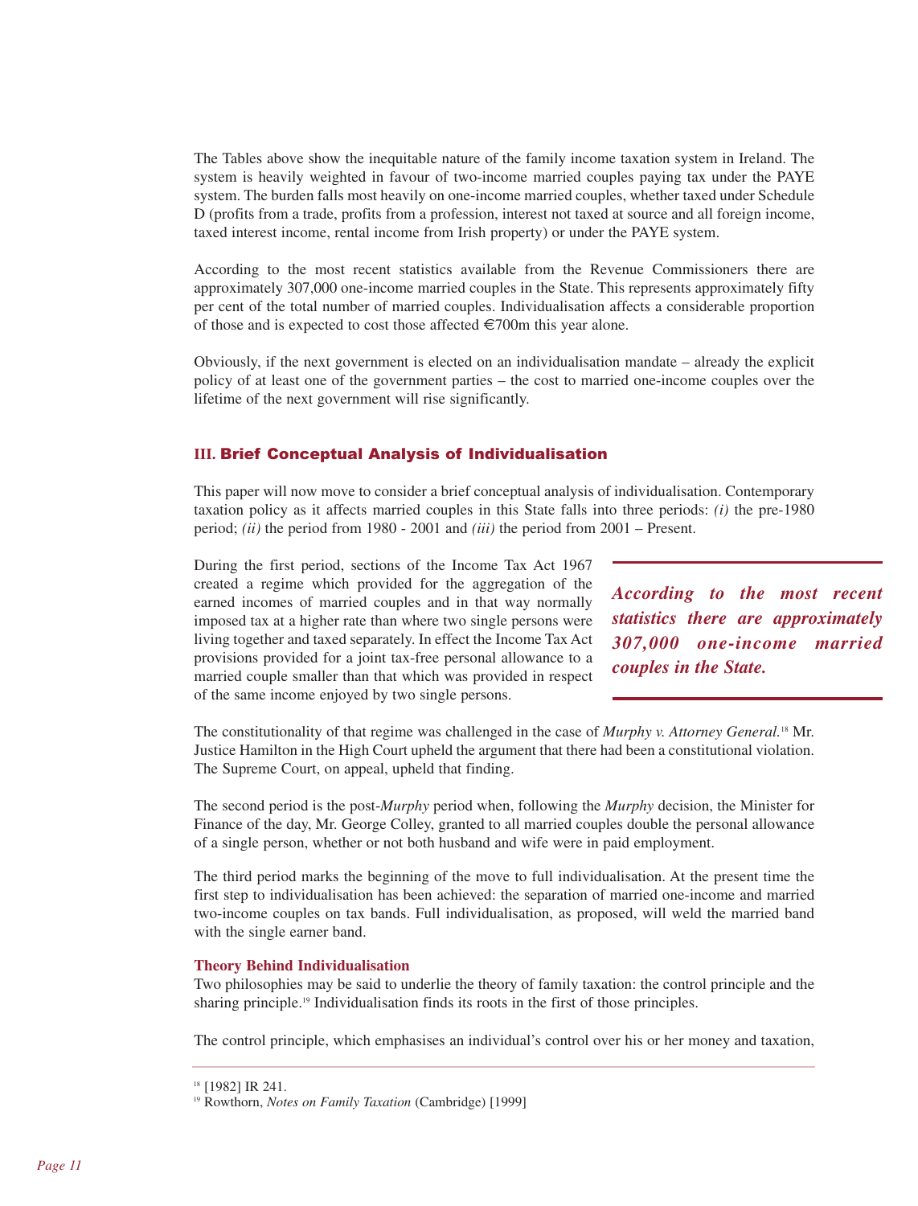The Tables above show the inequitable nature of the family income taxation system in Ireland. The system is heavily weighted in favour of two-income married couples paying tax under the PAYE system. The burden falls most heavily on one-income married couples, whether taxed under Schedule D (profits from a trade, profits from a profession, interest not taxed at source and all foreign income, taxed interest income, rental income from Irish property) or under the PAYE system.

According to the most recent statistics available from the Revenue Commissioners there are approximately 307,000 one-income married couples in the State. This represents approximately fifty per cent of the total number of married couples. Individualisation affects a considerable proportion of those and is expected to cost those affected €700m this year alone.

Obviously, if the next government is elected on an individualisation mandate – already the explicit policy of at least one of the government parties – the cost to married one-income couples over the lifetime of the next government will rise significantly.

## III. Brief Conceptual Analysis of Individualisation

This paper will now move to consider a brief conceptual analysis of individualisation. Contemporary taxation policy as it affects married couples in this State falls into three periods: *(i)* the pre-1980 period; *(ii)* the period from 1980 - 2001 and *(iii)* the period from 2001 – Present.

During the first period, sections of the Income Tax Act 1967 created a regime which provided for the aggregation of the earned incomes of married couples and in that way normally imposed tax at a higher rate than where two single persons were living together and taxed separately. In effect the Income Tax Act provisions provided for a joint tax-free personal allowance to a married couple smaller than that which was provided in respect of the same income enjoyed by two single persons.

> ***According to the most recent statistics there are approximately 307,000 one-income married couples in the State.***

The constitutionality of that regime was challenged in the case of *Murphy v. Attorney General.*[18] Mr. Justice Hamilton in the High Court upheld the argument that there had been a constitutional violation. The Supreme Court, on appeal, upheld that finding.

The second period is the post-*Murphy* period when, following the *Murphy* decision, the Minister for Finance of the day, Mr. George Colley, granted to all married couples double the personal allowance of a single person, whether or not both husband and wife were in paid employment.

The third period marks the beginning of the move to full individualisation. At the present time the first step to individualisation has been achieved: the separation of married one-income and married two-income couples on tax bands. Full individualisation, as proposed, will weld the married band with the single earner band.

### Theory Behind Individualisation

Two philosophies may be said to underlie the theory of family taxation: the control principle and the sharing principle.[19] Individualisation finds its roots in the first of those principles.

The control principle, which emphasises an individual's control over his or her money and taxation,

---

[18] [1982] IR 241.

[19] Rowthorn, *Notes on Family Taxation* (Cambridge) [1999]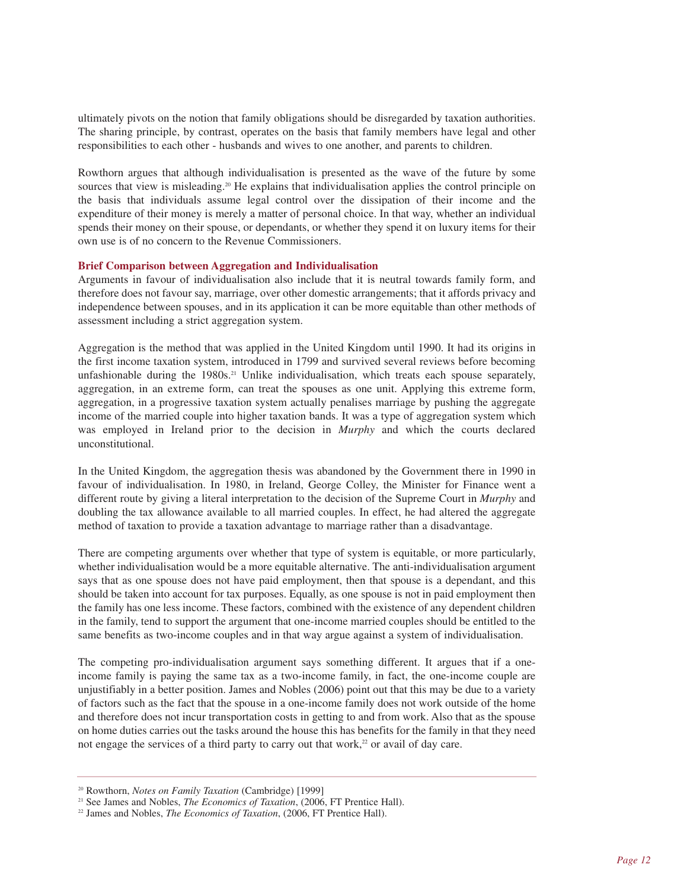ultimately pivots on the notion that family obligations should be disregarded by taxation authorities. The sharing principle, by contrast, operates on the basis that family members have legal and other responsibilities to each other - husbands and wives to one another, and parents to children.

Rowthorn argues that although individualisation is presented as the wave of the future by some sources that view is misleading.[20] He explains that individualisation applies the control principle on the basis that individuals assume legal control over the dissipation of their income and the expenditure of their money is merely a matter of personal choice. In that way, whether an individual spends their money on their spouse, or dependants, or whether they spend it on luxury items for their own use is of no concern to the Revenue Commissioners.

### Brief Comparison between Aggregation and Individualisation

Arguments in favour of individualisation also include that it is neutral towards family form, and therefore does not favour say, marriage, over other domestic arrangements; that it affords privacy and independence between spouses, and in its application it can be more equitable than other methods of assessment including a strict aggregation system.

Aggregation is the method that was applied in the United Kingdom until 1990. It had its origins in the first income taxation system, introduced in 1799 and survived several reviews before becoming unfashionable during the 1980s.[21] Unlike individualisation, which treats each spouse separately, aggregation, in an extreme form, can treat the spouses as one unit. Applying this extreme form, aggregation, in a progressive taxation system actually penalises marriage by pushing the aggregate income of the married couple into higher taxation bands. It was a type of aggregation system which was employed in Ireland prior to the decision in *Murphy* and which the courts declared unconstitutional.

In the United Kingdom, the aggregation thesis was abandoned by the Government there in 1990 in favour of individualisation. In 1980, in Ireland, George Colley, the Minister for Finance went a different route by giving a literal interpretation to the decision of the Supreme Court in *Murphy* and doubling the tax allowance available to all married couples. In effect, he had altered the aggregate method of taxation to provide a taxation advantage to marriage rather than a disadvantage.

There are competing arguments over whether that type of system is equitable, or more particularly, whether individualisation would be a more equitable alternative. The anti-individualisation argument says that as one spouse does not have paid employment, then that spouse is a dependant, and this should be taken into account for tax purposes. Equally, as one spouse is not in paid employment then the family has one less income. These factors, combined with the existence of any dependent children in the family, tend to support the argument that one-income married couples should be entitled to the same benefits as two-income couples and in that way argue against a system of individualisation.

The competing pro-individualisation argument says something different. It argues that if a one-income family is paying the same tax as a two-income family, in fact, the one-income couple are unjustifiably in a better position. James and Nobles (2006) point out that this may be due to a variety of factors such as the fact that the spouse in a one-income family does not work outside of the home and therefore does not incur transportation costs in getting to and from work. Also that as the spouse on home duties carries out the tasks around the house this has benefits for the family in that they need not engage the services of a third party to carry out that work,[22] or avail of day care.

---

[20] Rowthorn, *Notes on Family Taxation* (Cambridge) [1999]

[21] See James and Nobles, *The Economics of Taxation*, (2006, FT Prentice Hall).

[22] James and Nobles, *The Economics of Taxation*, (2006, FT Prentice Hall).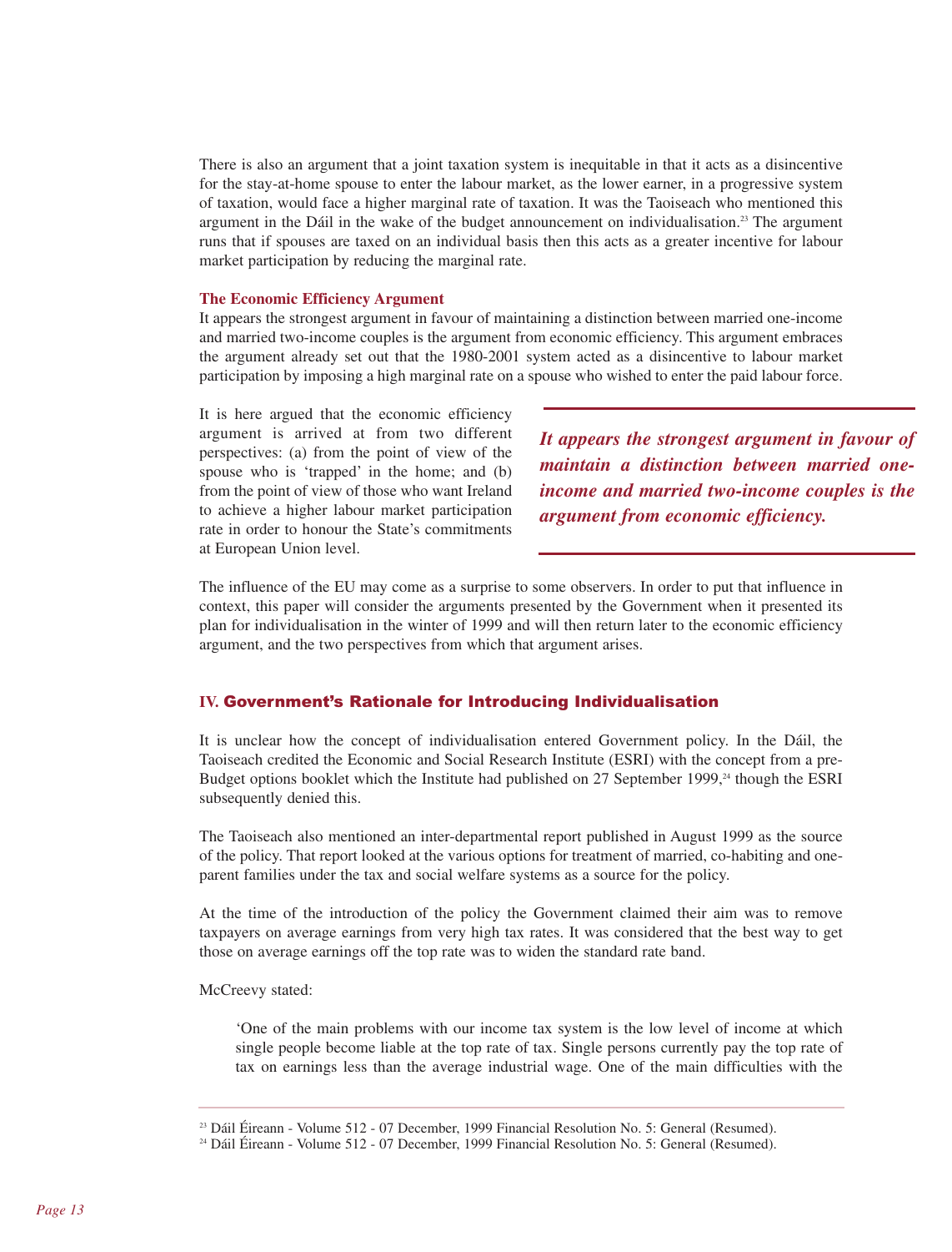There is also an argument that a joint taxation system is inequitable in that it acts as a disincentive for the stay-at-home spouse to enter the labour market, as the lower earner, in a progressive system of taxation, would face a higher marginal rate of taxation. It was the Taoiseach who mentioned this argument in the Dáil in the wake of the budget announcement on individualisation.[23] The argument runs that if spouses are taxed on an individual basis then this acts as a greater incentive for labour market participation by reducing the marginal rate.

### The Economic Efficiency Argument

It appears the strongest argument in favour of maintaining a distinction between married one-income and married two-income couples is the argument from economic efficiency. This argument embraces the argument already set out that the 1980-2001 system acted as a disincentive to labour market participation by imposing a high marginal rate on a spouse who wished to enter the paid labour force.

It is here argued that the economic efficiency argument is arrived at from two different perspectives: (a) from the point of view of the spouse who is 'trapped' in the home; and (b) from the point of view of those who want Ireland to achieve a higher labour market participation rate in order to honour the State's commitments at European Union level.

> ***It appears the strongest argument in favour of maintain a distinction between married one-income and married two-income couples is the argument from economic efficiency.***

The influence of the EU may come as a surprise to some observers. In order to put that influence in context, this paper will consider the arguments presented by the Government when it presented its plan for individualisation in the winter of 1999 and will then return later to the economic efficiency argument, and the two perspectives from which that argument arises.

## IV. Government's Rationale for Introducing Individualisation

It is unclear how the concept of individualisation entered Government policy. In the Dáil, the Taoiseach credited the Economic and Social Research Institute (ESRI) with the concept from a pre-Budget options booklet which the Institute had published on 27 September 1999,[24] though the ESRI subsequently denied this.

The Taoiseach also mentioned an inter-departmental report published in August 1999 as the source of the policy. That report looked at the various options for treatment of married, co-habiting and one-parent families under the tax and social welfare systems as a source for the policy.

At the time of the introduction of the policy the Government claimed their aim was to remove taxpayers on average earnings from very high tax rates. It was considered that the best way to get those on average earnings off the top rate was to widen the standard rate band.

McCreevy stated:

> 'One of the main problems with our income tax system is the low level of income at which single people become liable at the top rate of tax. Single persons currently pay the top rate of tax on earnings less than the average industrial wage. One of the main difficulties with the

---

[23] Dáil Éireann - Volume 512 - 07 December, 1999 Financial Resolution No. 5: General (Resumed).

[24] Dáil Éireann - Volume 512 - 07 December, 1999 Financial Resolution No. 5: General (Resumed).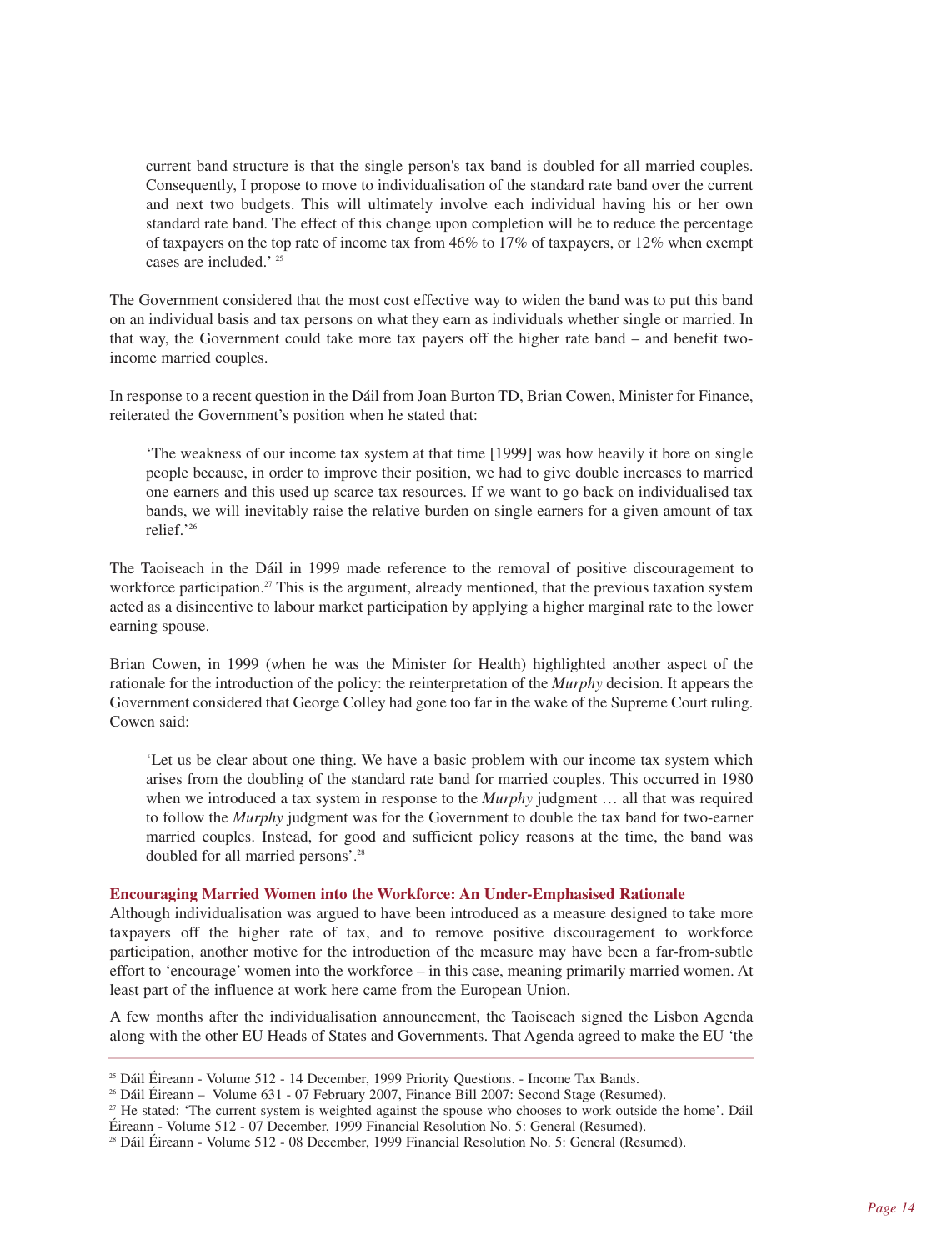> current band structure is that the single person's tax band is doubled for all married couples. Consequently, I propose to move to individualisation of the standard rate band over the current and next two budgets. This will ultimately involve each individual having his or her own standard rate band. The effect of this change upon completion will be to reduce the percentage of taxpayers on the top rate of income tax from 46% to 17% of taxpayers, or 12% when exempt cases are included.' [25]

The Government considered that the most cost effective way to widen the band was to put this band on an individual basis and tax persons on what they earn as individuals whether single or married. In that way, the Government could take more tax payers off the higher rate band – and benefit two-income married couples.

In response to a recent question in the Dáil from Joan Burton TD, Brian Cowen, Minister for Finance, reiterated the Government's position when he stated that:

> 'The weakness of our income tax system at that time [1999] was how heavily it bore on single people because, in order to improve their position, we had to give double increases to married one earners and this used up scarce tax resources. If we want to go back on individualised tax bands, we will inevitably raise the relative burden on single earners for a given amount of tax relief.'[26]

The Taoiseach in the Dáil in 1999 made reference to the removal of positive discouragement to workforce participation.[27] This is the argument, already mentioned, that the previous taxation system acted as a disincentive to labour market participation by applying a higher marginal rate to the lower earning spouse.

Brian Cowen, in 1999 (when he was the Minister for Health) highlighted another aspect of the rationale for the introduction of the policy: the reinterpretation of the *Murphy* decision. It appears the Government considered that George Colley had gone too far in the wake of the Supreme Court ruling. Cowen said:

> 'Let us be clear about one thing. We have a basic problem with our income tax system which arises from the doubling of the standard rate band for married couples. This occurred in 1980 when we introduced a tax system in response to the *Murphy* judgment … all that was required to follow the *Murphy* judgment was for the Government to double the tax band for two-earner married couples. Instead, for good and sufficient policy reasons at the time, the band was doubled for all married persons'.[28]

### Encouraging Married Women into the Workforce: An Under-Emphasised Rationale

Although individualisation was argued to have been introduced as a measure designed to take more taxpayers off the higher rate of tax, and to remove positive discouragement to workforce participation, another motive for the introduction of the measure may have been a far-from-subtle effort to 'encourage' women into the workforce – in this case, meaning primarily married women. At least part of the influence at work here came from the European Union.

A few months after the individualisation announcement, the Taoiseach signed the Lisbon Agenda along with the other EU Heads of States and Governments. That Agenda agreed to make the EU 'the

---

[25] Dáil Éireann - Volume 512 - 14 December, 1999 Priority Questions. - Income Tax Bands.

[26] Dáil Éireann – Volume 631 - 07 February 2007, Finance Bill 2007: Second Stage (Resumed).

[27] He stated: 'The current system is weighted against the spouse who chooses to work outside the home'. Dáil Éireann - Volume 512 - 07 December, 1999 Financial Resolution No. 5: General (Resumed).

[28] Dáil Éireann - Volume 512 - 08 December, 1999 Financial Resolution No. 5: General (Resumed).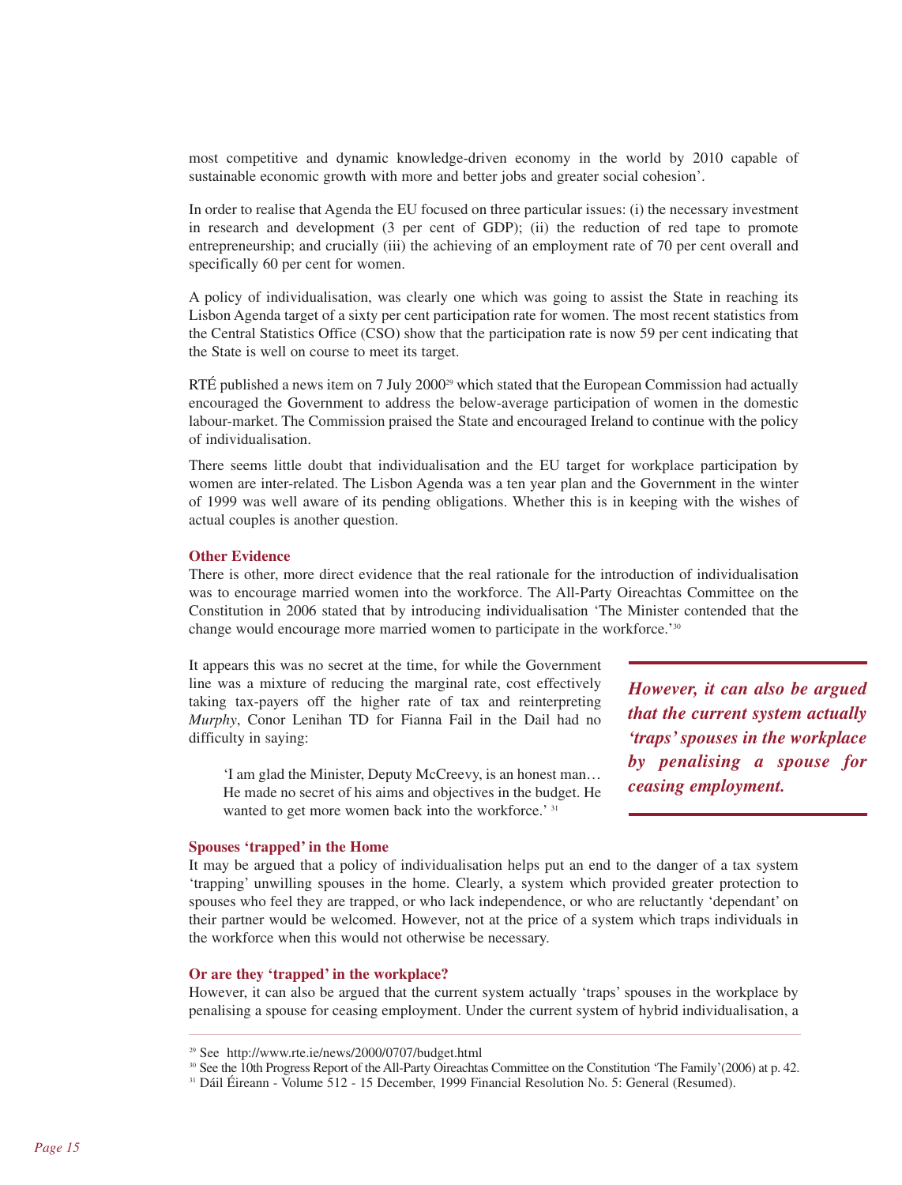most competitive and dynamic knowledge-driven economy in the world by 2010 capable of sustainable economic growth with more and better jobs and greater social cohesion'.

In order to realise that Agenda the EU focused on three particular issues: (i) the necessary investment in research and development (3 per cent of GDP); (ii) the reduction of red tape to promote entrepreneurship; and crucially (iii) the achieving of an employment rate of 70 per cent overall and specifically 60 per cent for women.

A policy of individualisation, was clearly one which was going to assist the State in reaching its Lisbon Agenda target of a sixty per cent participation rate for women. The most recent statistics from the Central Statistics Office (CSO) show that the participation rate is now 59 per cent indicating that the State is well on course to meet its target.

RTÉ published a news item on 7 July 2000[29] which stated that the European Commission had actually encouraged the Government to address the below-average participation of women in the domestic labour-market. The Commission praised the State and encouraged Ireland to continue with the policy of individualisation.

There seems little doubt that individualisation and the EU target for workplace participation by women are inter-related. The Lisbon Agenda was a ten year plan and the Government in the winter of 1999 was well aware of its pending obligations. Whether this is in keeping with the wishes of actual couples is another question.

### Other Evidence

There is other, more direct evidence that the real rationale for the introduction of individualisation was to encourage married women into the workforce. The All-Party Oireachtas Committee on the Constitution in 2006 stated that by introducing individualisation 'The Minister contended that the change would encourage more married women to participate in the workforce.'[30]

It appears this was no secret at the time, for while the Government line was a mixture of reducing the marginal rate, cost effectively taking tax-payers off the higher rate of tax and reinterpreting *Murphy*, Conor Lenihan TD for Fianna Fail in the Dail had no difficulty in saying:

> 'I am glad the Minister, Deputy McCreevy, is an honest man… He made no secret of his aims and objectives in the budget. He wanted to get more women back into the workforce.' [31]

> ***However, it can also be argued that the current system actually 'traps' spouses in the workplace by penalising a spouse for ceasing employment.***

### Spouses 'trapped' in the Home

It may be argued that a policy of individualisation helps put an end to the danger of a tax system 'trapping' unwilling spouses in the home. Clearly, a system which provided greater protection to spouses who feel they are trapped, or who lack independence, or who are reluctantly 'dependant' on their partner would be welcomed. However, not at the price of a system which traps individuals in the workforce when this would not otherwise be necessary.

### Or are they 'trapped' in the workplace?

However, it can also be argued that the current system actually 'traps' spouses in the workplace by penalising a spouse for ceasing employment. Under the current system of hybrid individualisation, a

---

[29] See http://www.rte.ie/news/2000/0707/budget.html

[30] See the 10th Progress Report of the All-Party Oireachtas Committee on the Constitution 'The Family'(2006) at p. 42.

[31] Dáil Éireann - Volume 512 - 15 December, 1999 Financial Resolution No. 5: General (Resumed).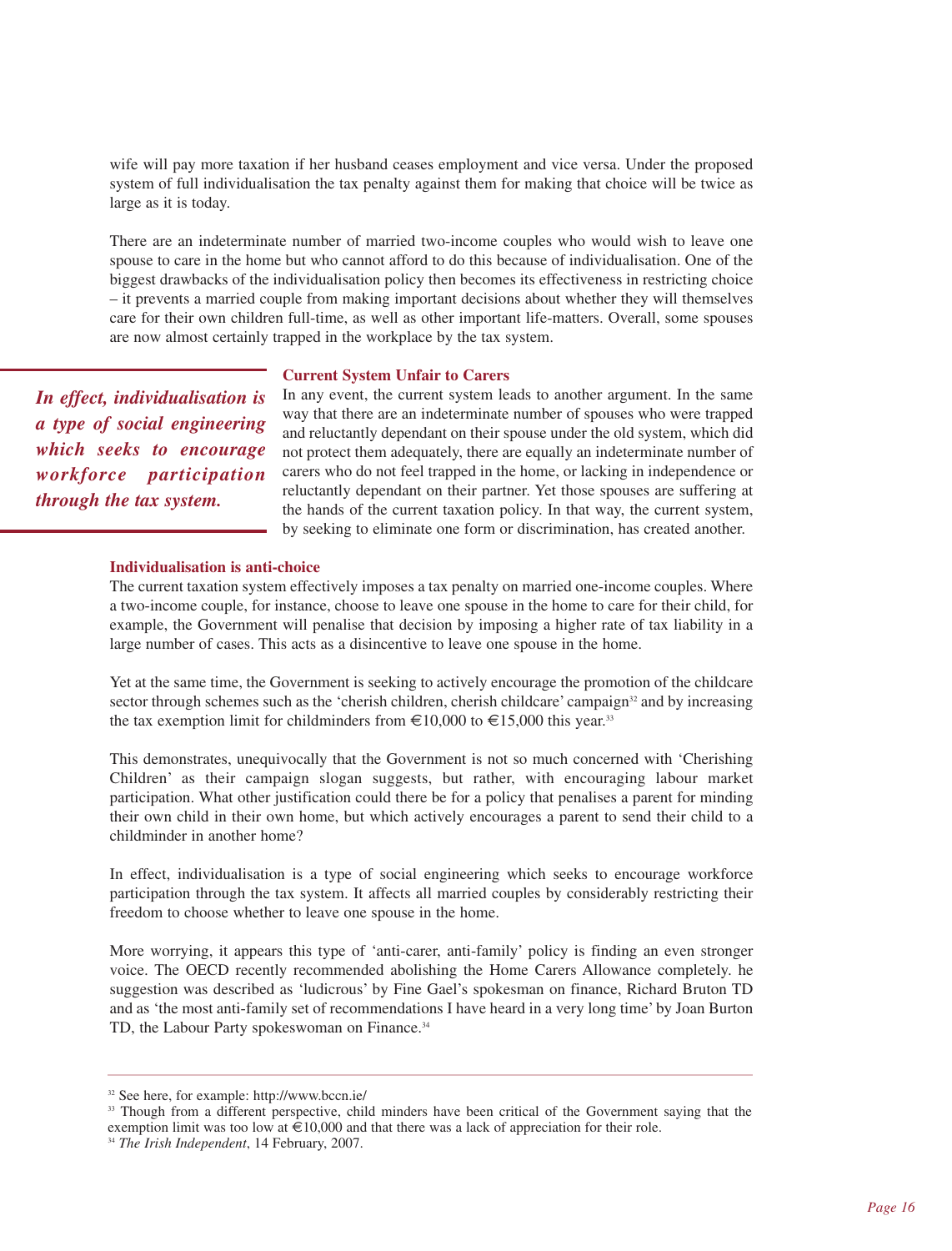wife will pay more taxation if her husband ceases employment and vice versa. Under the proposed system of full individualisation the tax penalty against them for making that choice will be twice as large as it is today.

There are an indeterminate number of married two-income couples who would wish to leave one spouse to care in the home but who cannot afford to do this because of individualisation. One of the biggest drawbacks of the individualisation policy then becomes its effectiveness in restricting choice – it prevents a married couple from making important decisions about whether they will themselves care for their own children full-time, as well as other important life-matters. Overall, some spouses are now almost certainly trapped in the workplace by the tax system.

***In effect, individualisation is a type of social engineering which seeks to encourage workforce participation through the tax system.***

### Current System Unfair to Carers

In any event, the current system leads to another argument. In the same way that there are an indeterminate number of spouses who were trapped and reluctantly dependant on their spouse under the old system, which did not protect them adequately, there are equally an indeterminate number of carers who do not feel trapped in the home, or lacking in independence or reluctantly dependant on their partner. Yet those spouses are suffering at the hands of the current taxation policy. In that way, the current system, by seeking to eliminate one form or discrimination, has created another.

### Individualisation is anti-choice

The current taxation system effectively imposes a tax penalty on married one-income couples. Where a two-income couple, for instance, choose to leave one spouse in the home to care for their child, for example, the Government will penalise that decision by imposing a higher rate of tax liability in a large number of cases. This acts as a disincentive to leave one spouse in the home.

Yet at the same time, the Government is seeking to actively encourage the promotion of the childcare sector through schemes such as the 'cherish children, cherish childcare' campaign[32] and by increasing the tax exemption limit for childminders from €10,000 to €15,000 this year.[33]

This demonstrates, unequivocally that the Government is not so much concerned with 'Cherishing Children' as their campaign slogan suggests, but rather, with encouraging labour market participation. What other justification could there be for a policy that penalises a parent for minding their own child in their own home, but which actively encourages a parent to send their child to a childminder in another home?

In effect, individualisation is a type of social engineering which seeks to encourage workforce participation through the tax system. It affects all married couples by considerably restricting their freedom to choose whether to leave one spouse in the home.

More worrying, it appears this type of 'anti-carer, anti-family' policy is finding an even stronger voice. The OECD recently recommended abolishing the Home Carers Allowance completely. he suggestion was described as 'ludicrous' by Fine Gael's spokesman on finance, Richard Bruton TD and as 'the most anti-family set of recommendations I have heard in a very long time' by Joan Burton TD, the Labour Party spokeswoman on Finance.[34]

---

[32] See here, for example: http://www.bccn.ie/

[33] Though from a different perspective, child minders have been critical of the Government saying that the exemption limit was too low at €10,000 and that there was a lack of appreciation for their role.

[34] *The Irish Independent*, 14 February, 2007.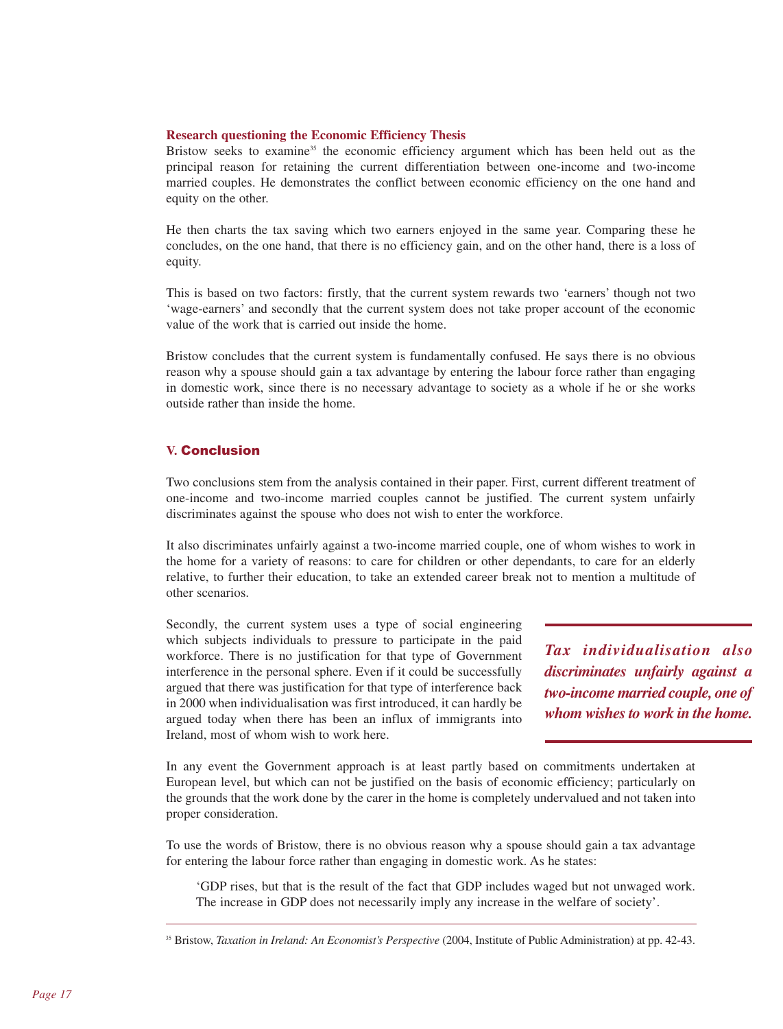### Research questioning the Economic Efficiency Thesis

Bristow seeks to examine[35] the economic efficiency argument which has been held out as the principal reason for retaining the current differentiation between one-income and two-income married couples. He demonstrates the conflict between economic efficiency on the one hand and equity on the other.

He then charts the tax saving which two earners enjoyed in the same year. Comparing these he concludes, on the one hand, that there is no efficiency gain, and on the other hand, there is a loss of equity.

This is based on two factors: firstly, that the current system rewards two 'earners' though not two 'wage-earners' and secondly that the current system does not take proper account of the economic value of the work that is carried out inside the home.

Bristow concludes that the current system is fundamentally confused. He says there is no obvious reason why a spouse should gain a tax advantage by entering the labour force rather than engaging in domestic work, since there is no necessary advantage to society as a whole if he or she works outside rather than inside the home.

## V. Conclusion

Two conclusions stem from the analysis contained in their paper. First, current different treatment of one-income and two-income married couples cannot be justified. The current system unfairly discriminates against the spouse who does not wish to enter the workforce.

It also discriminates unfairly against a two-income married couple, one of whom wishes to work in the home for a variety of reasons: to care for children or other dependants, to care for an elderly relative, to further their education, to take an extended career break not to mention a multitude of other scenarios.

Secondly, the current system uses a type of social engineering which subjects individuals to pressure to participate in the paid workforce. There is no justification for that type of Government interference in the personal sphere. Even if it could be successfully argued that there was justification for that type of interference back in 2000 when individualisation was first introduced, it can hardly be argued today when there has been an influx of immigrants into Ireland, most of whom wish to work here.

> ***Tax individualisation also discriminates unfairly against a two-income married couple, one of whom wishes to work in the home.***

In any event the Government approach is at least partly based on commitments undertaken at European level, but which can not be justified on the basis of economic efficiency; particularly on the grounds that the work done by the carer in the home is completely undervalued and not taken into proper consideration.

To use the words of Bristow, there is no obvious reason why a spouse should gain a tax advantage for entering the labour force rather than engaging in domestic work. As he states:

> 'GDP rises, but that is the result of the fact that GDP includes waged but not unwaged work. The increase in GDP does not necessarily imply any increase in the welfare of society'.

---

[35] Bristow, *Taxation in Ireland: An Economist's Perspective* (2004, Institute of Public Administration) at pp. 42-43.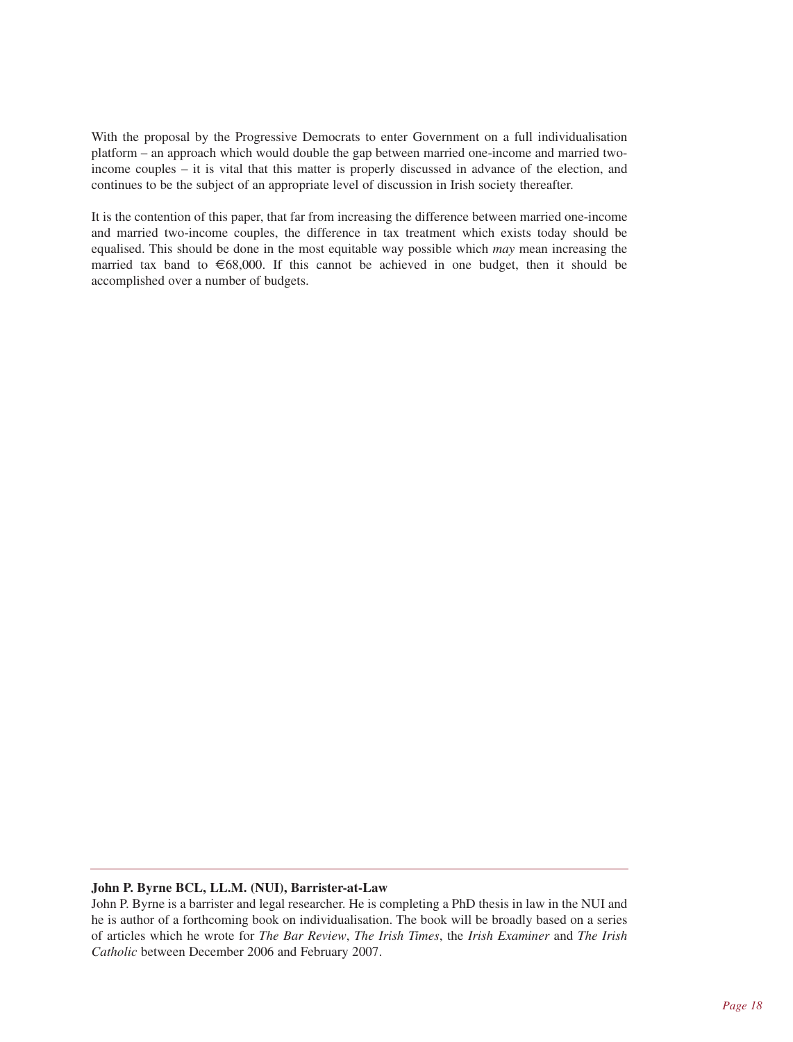With the proposal by the Progressive Democrats to enter Government on a full individualisation platform – an approach which would double the gap between married one-income and married two-income couples – it is vital that this matter is properly discussed in advance of the election, and continues to be the subject of an appropriate level of discussion in Irish society thereafter.

It is the contention of this paper, that far from increasing the difference between married one-income and married two-income couples, the difference in tax treatment which exists today should be equalised. This should be done in the most equitable way possible which *may* mean increasing the married tax band to €68,000. If this cannot be achieved in one budget, then it should be accomplished over a number of budgets.

---

**John P. Byrne BCL, LL.M. (NUI), Barrister-at-Law**

John P. Byrne is a barrister and legal researcher. He is completing a PhD thesis in law in the NUI and he is author of a forthcoming book on individualisation. The book will be broadly based on a series of articles which he wrote for *The Bar Review*, *The Irish Times*, the *Irish Examiner* and *The Irish Catholic* between December 2006 and February 2007.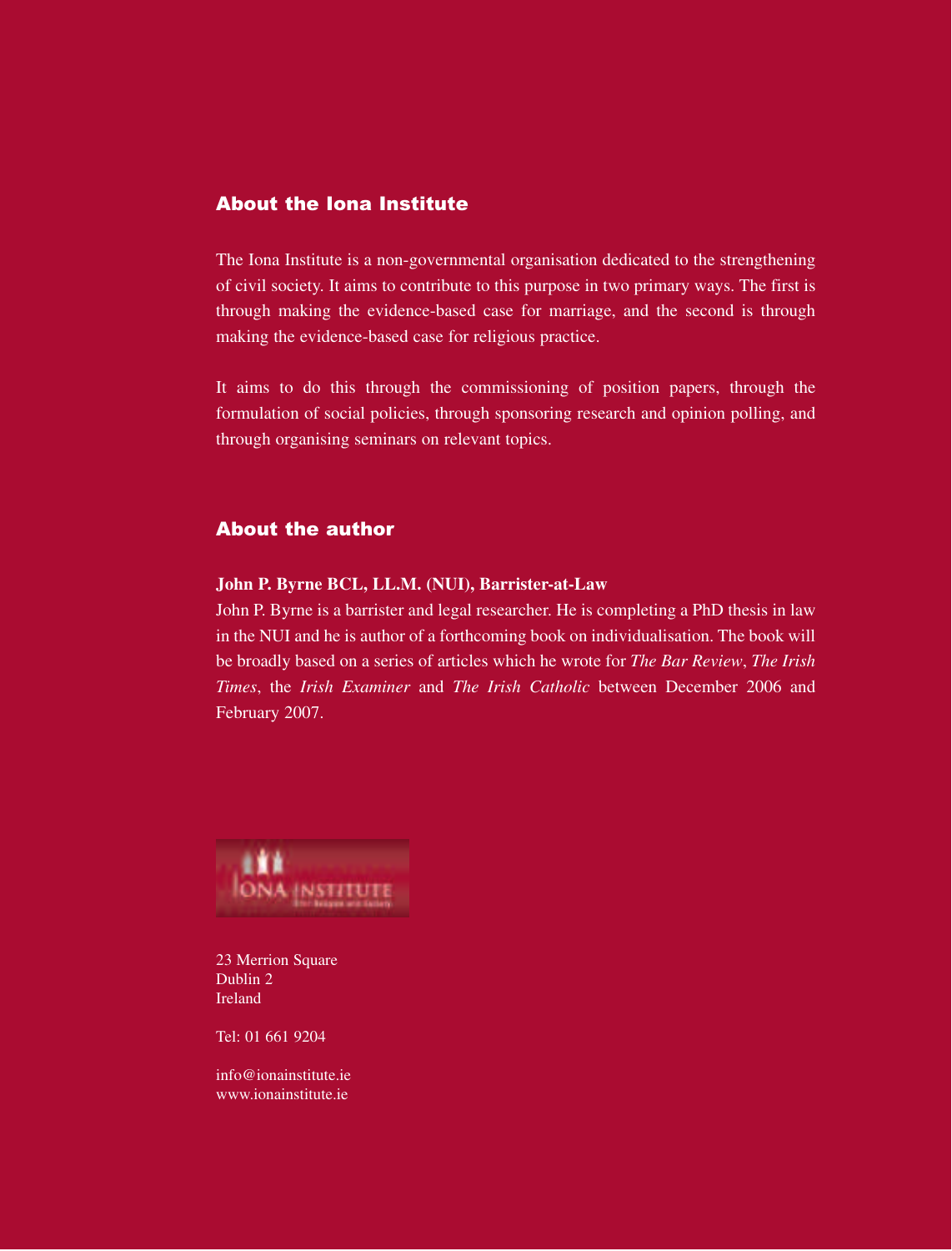## About the Iona Institute

The Iona Institute is a non-governmental organisation dedicated to the strengthening of civil society. It aims to contribute to this purpose in two primary ways. The first is through making the evidence-based case for marriage, and the second is through making the evidence-based case for religious practice.

It aims to do this through the commissioning of position papers, through the formulation of social policies, through sponsoring research and opinion polling, and through organising seminars on relevant topics.

## About the author

**John P. Byrne BCL, LL.M. (NUI), Barrister-at-Law**
John P. Byrne is a barrister and legal researcher. He is completing a PhD thesis in law in the NUI and he is author of a forthcoming book on individualisation. The book will be broadly based on a series of articles which he wrote for *The Bar Review*, *The Irish Times*, the *Irish Examiner* and *The Irish Catholic* between December 2006 and February 2007.

IONA INSTITUTE

23 Merrion Square
Dublin 2
Ireland

Tel: 01 661 9204

info@ionainstitute.ie
www.ionainstitute.ie